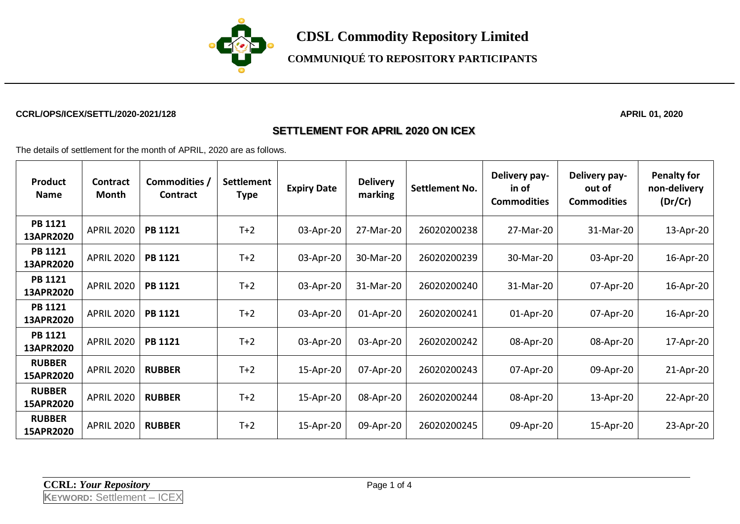# CDSL Commodity Repository Limited

## COMMUNIQUÉ TO REPOSITORY PARTICIPANTS

**CCRL/OPS/ICEX/SETTL/2020-2021/128** **APRIL 01, 2020**

### SETTLEMENT FOR APRIL 2020 ON ICEX

The details of settlement for the month of APRIL, 2020 are as follows.

| Product Name | Contract Month | Commodities / Contract | Settlement Type | Expiry Date | Delivery marking | Settlement No. | Delivery pay-in of Commodities | Delivery pay-out of Commodities | Penalty for non-delivery (Dr/Cr) |
|---|---|---|---|---|---|---|---|---|---|
| **PB 1121 13APR2020** | APRIL 2020 | **PB 1121** | T+2 | 03-Apr-20 | 27-Mar-20 | 26020200238 | 27-Mar-20 | 31-Mar-20 | 13-Apr-20 |
| **PB 1121 13APR2020** | APRIL 2020 | **PB 1121** | T+2 | 03-Apr-20 | 30-Mar-20 | 26020200239 | 30-Mar-20 | 03-Apr-20 | 16-Apr-20 |
| **PB 1121 13APR2020** | APRIL 2020 | **PB 1121** | T+2 | 03-Apr-20 | 31-Mar-20 | 26020200240 | 31-Mar-20 | 07-Apr-20 | 16-Apr-20 |
| **PB 1121 13APR2020** | APRIL 2020 | **PB 1121** | T+2 | 03-Apr-20 | 01-Apr-20 | 26020200241 | 01-Apr-20 | 07-Apr-20 | 16-Apr-20 |
| **PB 1121 13APR2020** | APRIL 2020 | **PB 1121** | T+2 | 03-Apr-20 | 03-Apr-20 | 26020200242 | 08-Apr-20 | 08-Apr-20 | 17-Apr-20 |
| **RUBBER 15APR2020** | APRIL 2020 | **RUBBER** | T+2 | 15-Apr-20 | 07-Apr-20 | 26020200243 | 07-Apr-20 | 09-Apr-20 | 21-Apr-20 |
| **RUBBER 15APR2020** | APRIL 2020 | **RUBBER** | T+2 | 15-Apr-20 | 08-Apr-20 | 26020200244 | 08-Apr-20 | 13-Apr-20 | 22-Apr-20 |
| **RUBBER 15APR2020** | APRIL 2020 | **RUBBER** | T+2 | 15-Apr-20 | 09-Apr-20 | 26020200245 | 09-Apr-20 | 15-Apr-20 | 23-Apr-20 |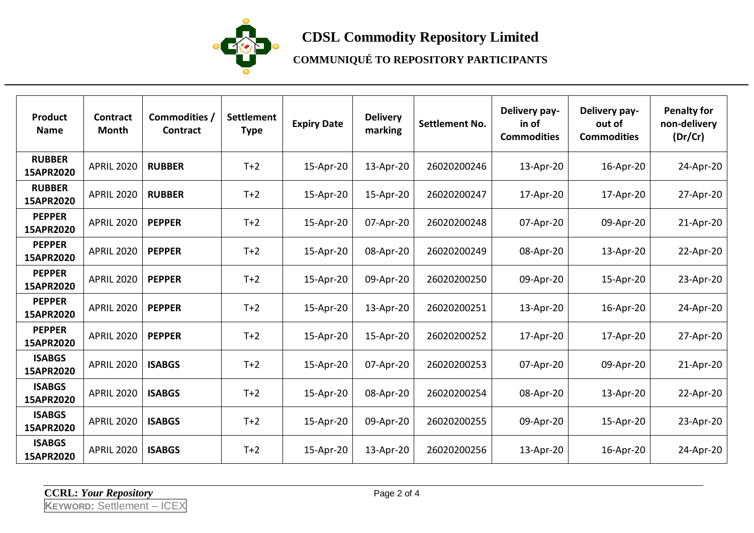# CDSL Commodity Repository Limited

## COMMUNIQUÉ TO REPOSITORY PARTICIPANTS

| Product Name | Contract Month | Commodities / Contract | Settlement Type | Expiry Date | Delivery marking | Settlement No. | Delivery pay-in of Commodities | Delivery pay-out of Commodities | Penalty for non-delivery (Dr/Cr) |
|---|---|---|---|---|---|---|---|---|---|
| **RUBBER 15APR2020** | APRIL 2020 | **RUBBER** | T+2 | 15-Apr-20 | 13-Apr-20 | 26020200246 | 13-Apr-20 | 16-Apr-20 | 24-Apr-20 |
| **RUBBER 15APR2020** | APRIL 2020 | **RUBBER** | T+2 | 15-Apr-20 | 15-Apr-20 | 26020200247 | 17-Apr-20 | 17-Apr-20 | 27-Apr-20 |
| **PEPPER 15APR2020** | APRIL 2020 | **PEPPER** | T+2 | 15-Apr-20 | 07-Apr-20 | 26020200248 | 07-Apr-20 | 09-Apr-20 | 21-Apr-20 |
| **PEPPER 15APR2020** | APRIL 2020 | **PEPPER** | T+2 | 15-Apr-20 | 08-Apr-20 | 26020200249 | 08-Apr-20 | 13-Apr-20 | 22-Apr-20 |
| **PEPPER 15APR2020** | APRIL 2020 | **PEPPER** | T+2 | 15-Apr-20 | 09-Apr-20 | 26020200250 | 09-Apr-20 | 15-Apr-20 | 23-Apr-20 |
| **PEPPER 15APR2020** | APRIL 2020 | **PEPPER** | T+2 | 15-Apr-20 | 13-Apr-20 | 26020200251 | 13-Apr-20 | 16-Apr-20 | 24-Apr-20 |
| **PEPPER 15APR2020** | APRIL 2020 | **PEPPER** | T+2 | 15-Apr-20 | 15-Apr-20 | 26020200252 | 17-Apr-20 | 17-Apr-20 | 27-Apr-20 |
| **ISABGS 15APR2020** | APRIL 2020 | **ISABGS** | T+2 | 15-Apr-20 | 07-Apr-20 | 26020200253 | 07-Apr-20 | 09-Apr-20 | 21-Apr-20 |
| **ISABGS 15APR2020** | APRIL 2020 | **ISABGS** | T+2 | 15-Apr-20 | 08-Apr-20 | 26020200254 | 08-Apr-20 | 13-Apr-20 | 22-Apr-20 |
| **ISABGS 15APR2020** | APRIL 2020 | **ISABGS** | T+2 | 15-Apr-20 | 09-Apr-20 | 26020200255 | 09-Apr-20 | 15-Apr-20 | 23-Apr-20 |
| **ISABGS 15APR2020** | APRIL 2020 | **ISABGS** | T+2 | 15-Apr-20 | 13-Apr-20 | 26020200256 | 13-Apr-20 | 16-Apr-20 | 24-Apr-20 |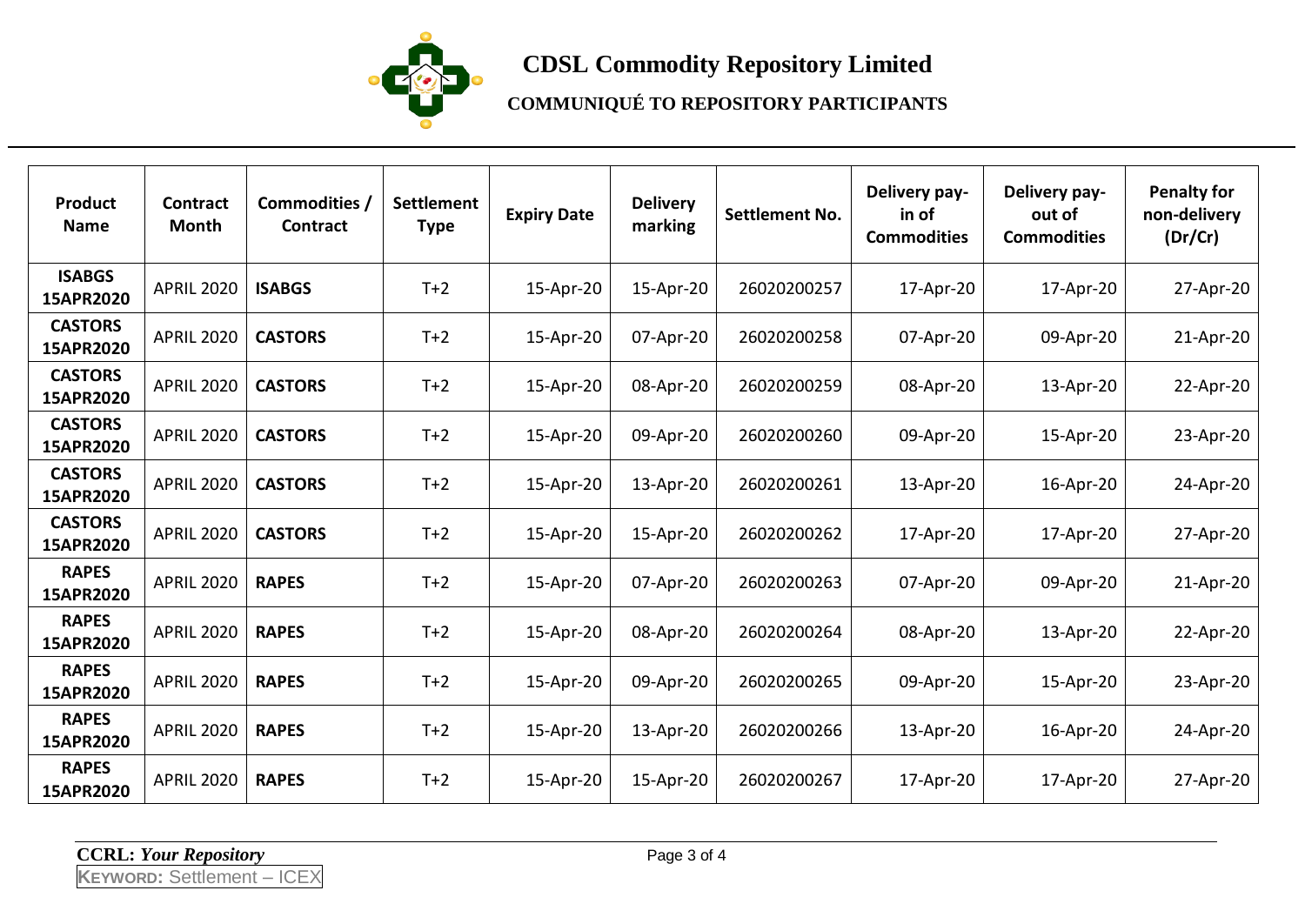# CDSL Commodity Repository Limited

## COMMUNIQUÉ TO REPOSITORY PARTICIPANTS

| Product Name | Contract Month | Commodities / Contract | Settlement Type | Expiry Date | Delivery marking | Settlement No. | Delivery pay-in of Commodities | Delivery pay-out of Commodities | Penalty for non-delivery (Dr/Cr) |
|---|---|---|---|---|---|---|---|---|---|
| **ISABGS 15APR2020** | APRIL 2020 | **ISABGS** | T+2 | 15-Apr-20 | 15-Apr-20 | 26020200257 | 17-Apr-20 | 17-Apr-20 | 27-Apr-20 |
| **CASTORS 15APR2020** | APRIL 2020 | **CASTORS** | T+2 | 15-Apr-20 | 07-Apr-20 | 26020200258 | 07-Apr-20 | 09-Apr-20 | 21-Apr-20 |
| **CASTORS 15APR2020** | APRIL 2020 | **CASTORS** | T+2 | 15-Apr-20 | 08-Apr-20 | 26020200259 | 08-Apr-20 | 13-Apr-20 | 22-Apr-20 |
| **CASTORS 15APR2020** | APRIL 2020 | **CASTORS** | T+2 | 15-Apr-20 | 09-Apr-20 | 26020200260 | 09-Apr-20 | 15-Apr-20 | 23-Apr-20 |
| **CASTORS 15APR2020** | APRIL 2020 | **CASTORS** | T+2 | 15-Apr-20 | 13-Apr-20 | 26020200261 | 13-Apr-20 | 16-Apr-20 | 24-Apr-20 |
| **CASTORS 15APR2020** | APRIL 2020 | **CASTORS** | T+2 | 15-Apr-20 | 15-Apr-20 | 26020200262 | 17-Apr-20 | 17-Apr-20 | 27-Apr-20 |
| **RAPES 15APR2020** | APRIL 2020 | **RAPES** | T+2 | 15-Apr-20 | 07-Apr-20 | 26020200263 | 07-Apr-20 | 09-Apr-20 | 21-Apr-20 |
| **RAPES 15APR2020** | APRIL 2020 | **RAPES** | T+2 | 15-Apr-20 | 08-Apr-20 | 26020200264 | 08-Apr-20 | 13-Apr-20 | 22-Apr-20 |
| **RAPES 15APR2020** | APRIL 2020 | **RAPES** | T+2 | 15-Apr-20 | 09-Apr-20 | 26020200265 | 09-Apr-20 | 15-Apr-20 | 23-Apr-20 |
| **RAPES 15APR2020** | APRIL 2020 | **RAPES** | T+2 | 15-Apr-20 | 13-Apr-20 | 26020200266 | 13-Apr-20 | 16-Apr-20 | 24-Apr-20 |
| **RAPES 15APR2020** | APRIL 2020 | **RAPES** | T+2 | 15-Apr-20 | 15-Apr-20 | 26020200267 | 17-Apr-20 | 17-Apr-20 | 27-Apr-20 |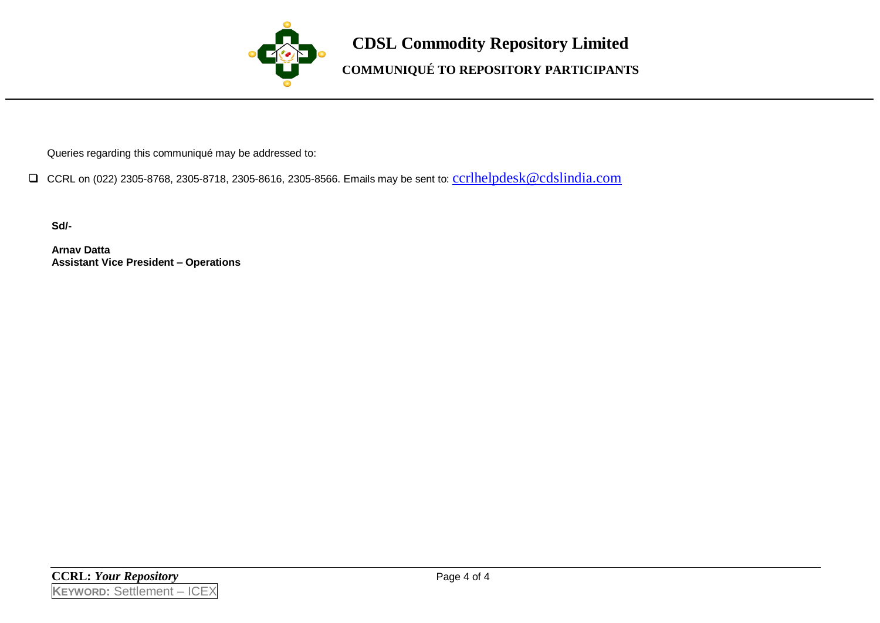Queries regarding this communiqué may be addressed to:

- CCRL on (022) 2305-8768, 2305-8718, 2305-8616, 2305-8566. Emails may be sent to: ccrlhelpdesk@cdslindia.com

**Sd/-**

**Arnav Datta**
**Assistant Vice President – Operations**